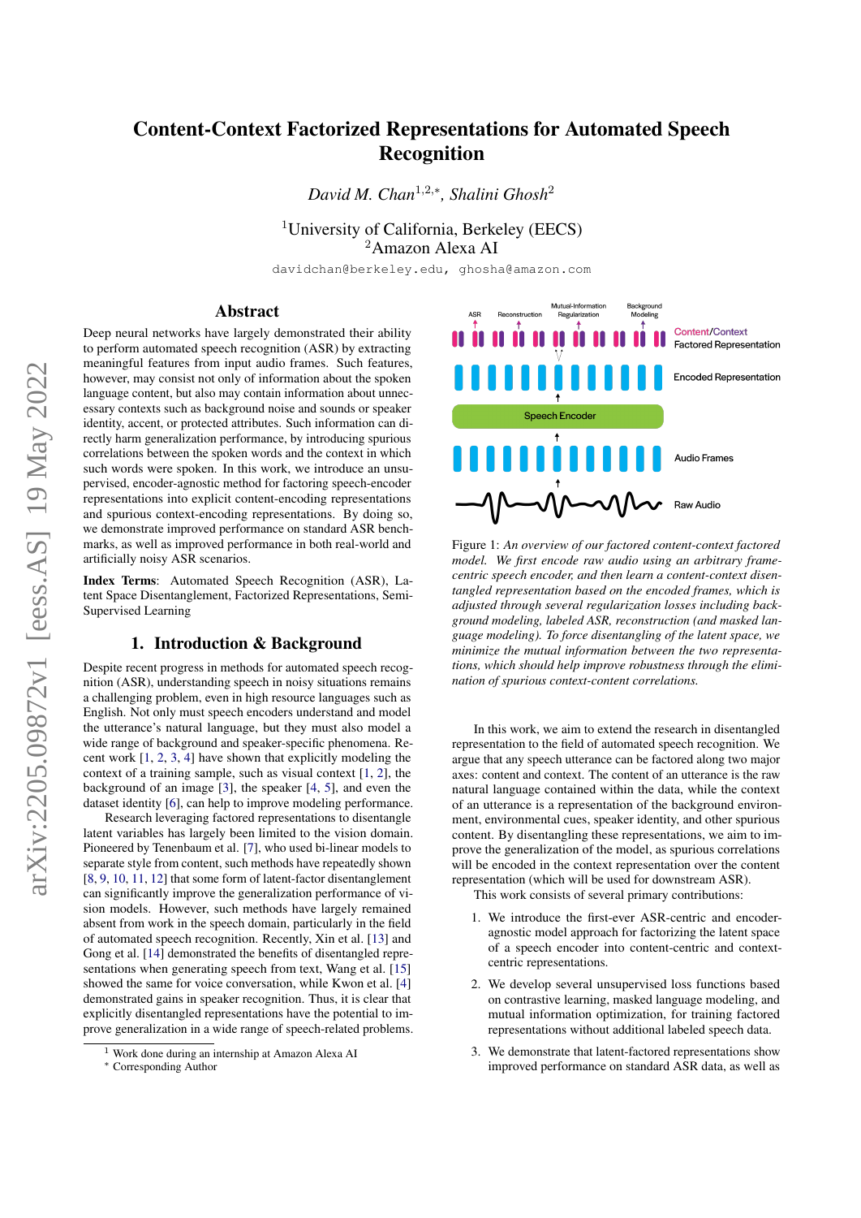# Content-Context Factorized Representations for Automated Speech Recognition

*David M. Chan*[1,2,*], *Shalini Ghosh*[2]

[1]University of California, Berkeley (EECS)
[2]Amazon Alexa AI

davidchan@berkeley.edu, ghosha@amazon.com

## Abstract

Deep neural networks have largely demonstrated their ability to perform automated speech recognition (ASR) by extracting meaningful features from input audio frames. Such features, however, may consist not only of information about the spoken language content, but also may contain information about unnecessary contexts such as background noise and sounds or speaker identity, accent, or protected attributes. Such information can directly harm generalization performance, by introducing spurious correlations between the spoken words and the context in which such words were spoken. In this work, we introduce an unsupervised, encoder-agnostic method for factoring speech-encoder representations into explicit content-encoding representations and spurious context-encoding representations. By doing so, we demonstrate improved performance on standard ASR benchmarks, as well as improved performance in both real-world and artificially noisy ASR scenarios.

**Index Terms**: Automated Speech Recognition (ASR), Latent Space Disentanglement, Factorized Representations, Semi-Supervised Learning

## 1. Introduction & Background

Despite recent progress in methods for automated speech recognition (ASR), understanding speech in noisy situations remains a challenging problem, even in high resource languages such as English. Not only must speech encoders understand and model the utterance's natural language, but they must also model a wide range of background and speaker-specific phenomena. Recent work [1, 2, 3, 4] have shown that explicitly modeling the context of a training sample, such as visual context [1, 2], the background of an image [3], the speaker [4, 5], and even the dataset identity [6], can help to improve modeling performance.

Research leveraging factored representations to disentangle latent variables has largely been limited to the vision domain. Pioneered by Tenenbaum et al. [7], who used bi-linear models to separate style from content, such methods have repeatedly shown [8, 9, 10, 11, 12] that some form of latent-factor disentanglement can significantly improve the generalization performance of vision models. However, such methods have largely remained absent from work in the speech domain, particularly in the field of automated speech recognition. Recently, Xin et al. [13] and Gong et al. [14] demonstrated the benefits of disentangled representations when generating speech from text, Wang et al. [15] showed the same for voice conversation, while Kwon et al. [4] demonstrated gains in speaker recognition. Thus, it is clear that explicitly disentangled representations have the potential to improve generalization in a wide range of speech-related problems.

ASR
Reconstruction
Mutual-Information Regularization
Background Modeling
Content/Context Factored Representation
Encoded Representation
Speech Encoder
Audio Frames
Raw Audio

Figure 1: *An overview of our factored content-context factored model. We first encode raw audio using an arbitrary frame-centric speech encoder, and then learn a content-context disentangled representation based on the encoded frames, which is adjusted through several regularization losses including background modeling, labeled ASR, reconstruction (and masked language modeling). To force disentangling of the latent space, we minimize the mutual information between the two representations, which should help improve robustness through the elimination of spurious context-content correlations.*

In this work, we aim to extend the research in disentangled representation to the field of automated speech recognition. We argue that any speech utterance can be factored along two major axes: content and context. The content of an utterance is the raw natural language contained within the data, while the context of an utterance is a representation of the background environment, environmental cues, speaker identity, and other spurious content. By disentangling these representations, we aim to improve the generalization of the model, as spurious correlations will be encoded in the context representation over the content representation (which will be used for downstream ASR).

This work consists of several primary contributions:

1. We introduce the first-ever ASR-centric and encoder-agnostic model approach for factorizing the latent space of a speech encoder into content-centric and context-centric representations.
2. We develop several unsupervised loss functions based on contrastive learning, masked language modeling, and mutual information optimization, for training factored representations without additional labeled speech data.
3. We demonstrate that latent-factored representations show improved performance on standard ASR data, as well as

[1] Work done during an internship at Amazon Alexa AI
[*] Corresponding Author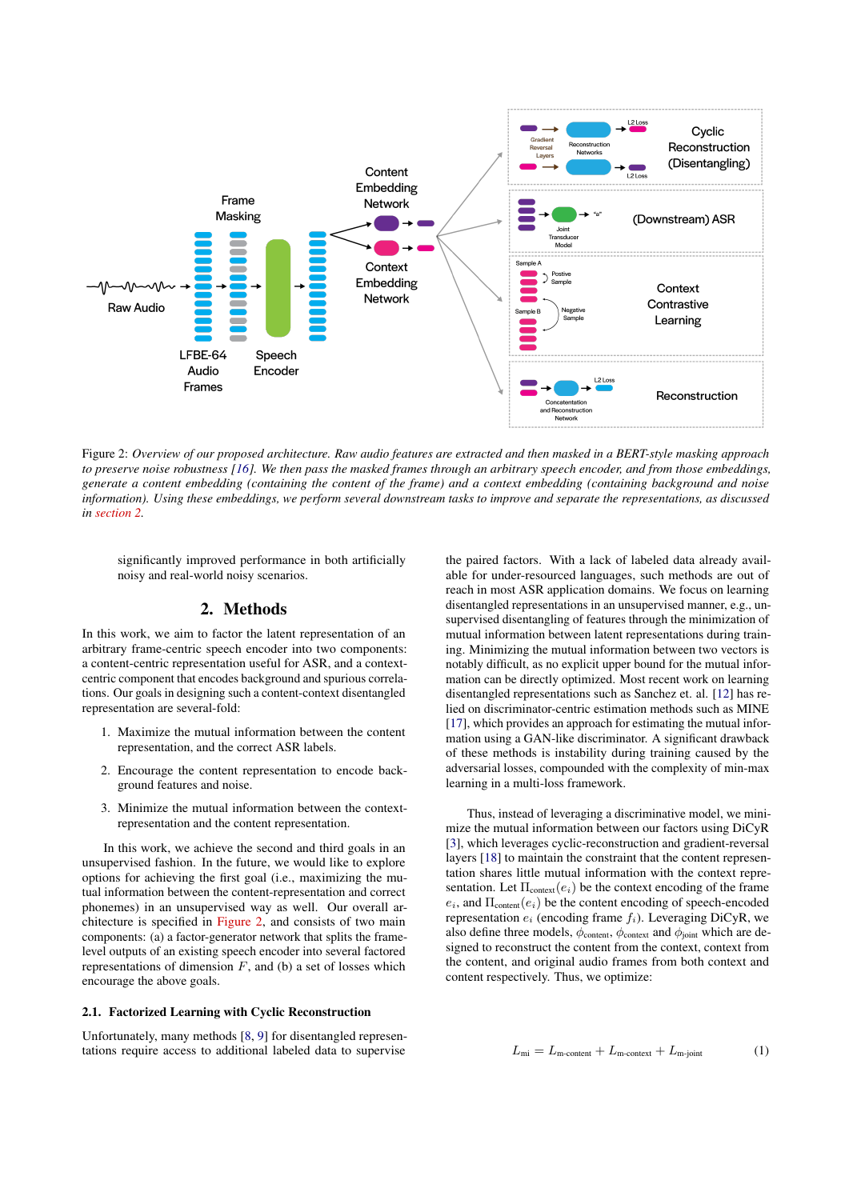Frame Masking

Content Embedding Network

Context Embedding Network

Raw Audio

LFBE-64 Audio Frames

Speech Encoder

Gradient Reversal Layers

Reconstruction Networks

L2 Loss

L2 Loss

Cyclic Reconstruction (Disentangling)

Joint Transducer Model

"a"

(Downstream) ASR

Sample A

Postive Sample

Sample B

Negative Sample

Context Contrastive Learning

Concatentation and Reconstruction Network

L2 Loss

Reconstruction

Figure 2: *Overview of our proposed architecture. Raw audio features are extracted and then masked in a BERT-style masking approach to preserve noise robustness [16]. We then pass the masked frames through an arbitrary speech encoder, and from those embeddings, generate a content embedding (containing the content of the frame) and a context embedding (containing background and noise information). Using these embeddings, we perform several downstream tasks to improve and separate the representations, as discussed in section 2.*

significantly improved performance in both artificially noisy and real-world noisy scenarios.

## 2. Methods

In this work, we aim to factor the latent representation of an arbitrary frame-centric speech encoder into two components: a content-centric representation useful for ASR, and a context-centric component that encodes background and spurious correlations. Our goals in designing such a content-context disentangled representation are several-fold:

1. Maximize the mutual information between the content representation, and the correct ASR labels.
2. Encourage the content representation to encode background features and noise.
3. Minimize the mutual information between the context-representation and the content representation.

In this work, we achieve the second and third goals in an unsupervised fashion. In the future, we would like to explore options for achieving the first goal (i.e., maximizing the mutual information between the content-representation and correct phonemes) in an unsupervised way as well. Our overall architecture is specified in Figure 2, and consists of two main components: (a) a factor-generator network that splits the frame-level outputs of an existing speech encoder into several factored representations of dimension $F$, and (b) a set of losses which encourage the above goals.

### 2.1. Factorized Learning with Cyclic Reconstruction

Unfortunately, many methods [8, 9] for disentangled representations require access to additional labeled data to supervise the paired factors. With a lack of labeled data already available for under-resourced languages, such methods are out of reach in most ASR application domains. We focus on learning disentangled representations in an unsupervised manner, e.g., unsupervised disentangling of features through the minimization of mutual information between latent representations during training. Minimizing the mutual information between two vectors is notably difficult, as no explicit upper bound for the mutual information can be directly optimized. Most recent work on learning disentangled representations such as Sanchez et. al. [12] has relied on discriminator-centric estimation methods such as MINE [17], which provides an approach for estimating the mutual information using a GAN-like discriminator. A significant drawback of these methods is instability during training caused by the adversarial losses, compounded with the complexity of min-max learning in a multi-loss framework.

Thus, instead of leveraging a discriminative model, we minimize the mutual information between our factors using DiCyR [3], which leverages cyclic-reconstruction and gradient-reversal layers [18] to maintain the constraint that the content representation shares little mutual information with the context representation. Let $\Pi_{\text{context}}(e_i)$ be the context encoding of the frame $e_i$, and $\Pi_{\text{content}}(e_i)$ be the content encoding of speech-encoded representation $e_i$ (encoding frame $f_i$). Leveraging DiCyR, we also define three models, $\phi_{\text{content}}$, $\phi_{\text{context}}$ and $\phi_{\text{joint}}$ which are designed to reconstruct the content from the context, context from the content, and original audio frames from both context and content respectively. Thus, we optimize:

$$L_{\text{mi}} = L_{\text{m-content}} + L_{\text{m-context}} + L_{\text{m-joint}} \tag{1}$$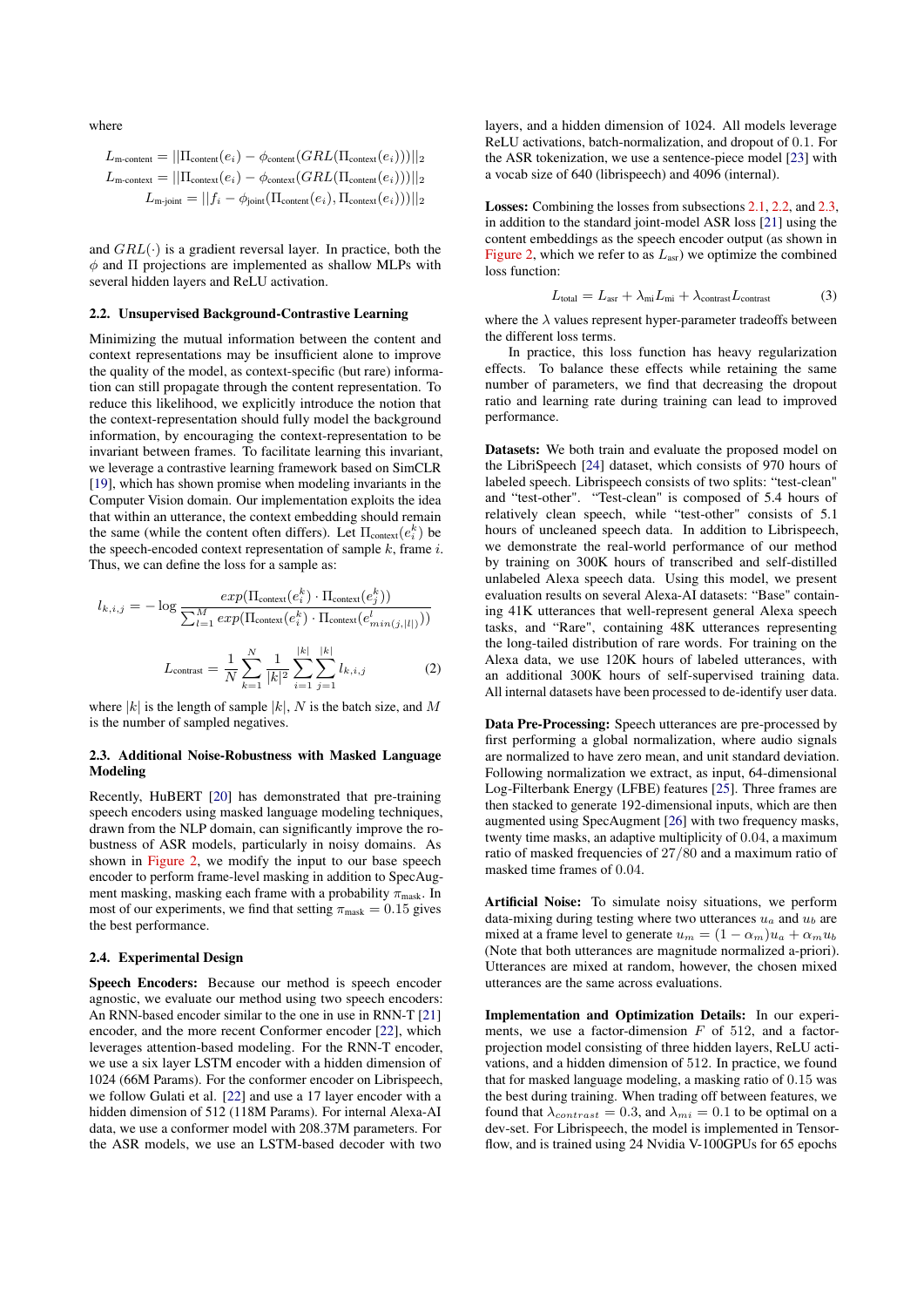where

$$L_{\text{m-content}} = ||\Pi_{\text{content}}(e_i) - \phi_{\text{content}}(GRL(\Pi_{\text{context}}(e_i)))||_2$$
$$L_{\text{m-context}} = ||\Pi_{\text{context}}(e_i) - \phi_{\text{context}}(GRL(\Pi_{\text{content}}(e_i)))||_2$$
$$L_{\text{m-joint}} = ||f_i - \phi_{\text{joint}}(\Pi_{\text{content}}(e_i), \Pi_{\text{context}}(e_i))||_2$$

and $GRL(\cdot)$ is a gradient reversal layer. In practice, both the $\phi$ and $\Pi$ projections are implemented as shallow MLPs with several hidden layers and ReLU activation.

### 2.2. Unsupervised Background-Contrastive Learning

Minimizing the mutual information between the content and context representations may be insufficient alone to improve the quality of the model, as context-specific (but rare) information can still propagate through the content representation. To reduce this likelihood, we explicitly introduce the notion that the context-representation should fully model the background information, by encouraging the context-representation to be invariant between frames. To facilitate learning this invariant, we leverage a contrastive learning framework based on SimCLR [19], which has shown promise when modeling invariants in the Computer Vision domain. Our implementation exploits the idea that within an utterance, the context embedding should remain the same (while the content often differs). Let $\Pi_{\text{context}}(e_i^k)$ be the speech-encoded context representation of sample $k$, frame $i$. Thus, we can define the loss for a sample as:

$$l_{k,i,j} = -\log \frac{exp(\Pi_{\text{context}}(e_i^k) \cdot \Pi_{\text{context}}(e_j^k))}{\sum_{l=1}^{M} exp(\Pi_{\text{context}}(e_i^k) \cdot \Pi_{\text{context}}(e^l_{min(j,|l|)}))}$$

$$L_{\text{contrast}} = \frac{1}{N}\sum_{k=1}^{N}\frac{1}{|k|^2}\sum_{i=1}^{|k|}\sum_{j=1}^{|k|} l_{k,i,j} \tag{2}$$

where $|k|$ is the length of sample $|k|$, $N$ is the batch size, and $M$ is the number of sampled negatives.

### 2.3. Additional Noise-Robustness with Masked Language Modeling

Recently, HuBERT [20] has demonstrated that pre-training speech encoders using masked language modeling techniques, drawn from the NLP domain, can significantly improve the robustness of ASR models, particularly in noisy domains. As shown in Figure 2, we modify the input to our base speech encoder to perform frame-level masking in addition to SpecAugment masking, masking each frame with a probability $\pi_{\text{mask}}$. In most of our experiments, we find that setting $\pi_{\text{mask}} = 0.15$ gives the best performance.

### 2.4. Experimental Design

**Speech Encoders:** Because our method is speech encoder agnostic, we evaluate our method using two speech encoders: An RNN-based encoder similar to the one in use in RNN-T [21] encoder, and the more recent Conformer encoder [22], which leverages attention-based modeling. For the RNN-T encoder, we use a six layer LSTM encoder with a hidden dimension of 1024 (66M Params). For the conformer encoder on Librispeech, we follow Gulati et al. [22] and use a 17 layer encoder with a hidden dimension of 512 (118M Params). For internal Alexa-AI data, we use a conformer model with 208.37M parameters. For the ASR models, we use an LSTM-based decoder with two layers, and a hidden dimension of 1024. All models leverage ReLU activations, batch-normalization, and dropout of 0.1. For the ASR tokenization, we use a sentence-piece model [23] with a vocab size of 640 (librispeech) and 4096 (internal).

**Losses:** Combining the losses from subsections 2.1, 2.2, and 2.3, in addition to the standard joint-model ASR loss [21] using the content embeddings as the speech encoder output (as shown in Figure 2, which we refer to as $L_{\text{asr}}$) we optimize the combined loss function:

$$L_{\text{total}} = L_{\text{asr}} + \lambda_{\text{mi}} L_{\text{mi}} + \lambda_{\text{contrast}} L_{\text{contrast}} \tag{3}$$

where the $\lambda$ values represent hyper-parameter tradeoffs between the different loss terms.

In practice, this loss function has heavy regularization effects. To balance these effects while retaining the same number of parameters, we find that decreasing the dropout ratio and learning rate during training can lead to improved performance.

**Datasets:** We both train and evaluate the proposed model on the LibriSpeech [24] dataset, which consists of 970 hours of labeled speech. Librispeech consists of two splits: "test-clean" and "test-other". "Test-clean" is composed of 5.4 hours of relatively clean speech, while "test-other" consists of 5.1 hours of uncleaned speech data. In addition to Librispeech, we demonstrate the real-world performance of our method by training on 300K hours of transcribed and self-distilled unlabeled Alexa speech data. Using this model, we present evaluation results on several Alexa-AI datasets: "Base" containing 41K utterances that well-represent general Alexa speech tasks, and "Rare", containing 48K utterances representing the long-tailed distribution of rare words. For training on the Alexa data, we use 120K hours of labeled utterances, with an additional 300K hours of self-supervised training data. All internal datasets have been processed to de-identify user data.

**Data Pre-Processing:** Speech utterances are pre-processed by first performing a global normalization, where audio signals are normalized to have zero mean, and unit standard deviation. Following normalization we extract, as input, 64-dimensional Log-Filterbank Energy (LFBE) features [25]. Three frames are then stacked to generate 192-dimensional inputs, which are then augmented using SpecAugment [26] with two frequency masks, twenty time masks, an adaptive multiplicity of 0.04, a maximum ratio of masked frequencies of 27/80 and a maximum ratio of masked time frames of 0.04.

**Artificial Noise:** To simulate noisy situations, we perform data-mixing during testing where two utterances $u_a$ and $u_b$ are mixed at a frame level to generate $u_m = (1 - \alpha_m)u_a + \alpha_m u_b$ (Note that both utterances are magnitude normalized a-priori). Utterances are mixed at random, however, the chosen mixed utterances are the same across evaluations.

**Implementation and Optimization Details:** In our experiments, we use a factor-dimension $F$ of 512, and a factor-projection model consisting of three hidden layers, ReLU activations, and a hidden dimension of 512. In practice, we found that for masked language modeling, a masking ratio of 0.15 was the best during training. When trading off between features, we found that $\lambda_{contrast} = 0.3$, and $\lambda_{mi} = 0.1$ to be optimal on a dev-set. For Librispeech, the model is implemented in Tensorflow, and is trained using 24 Nvidia V-100GPUs for 65 epochs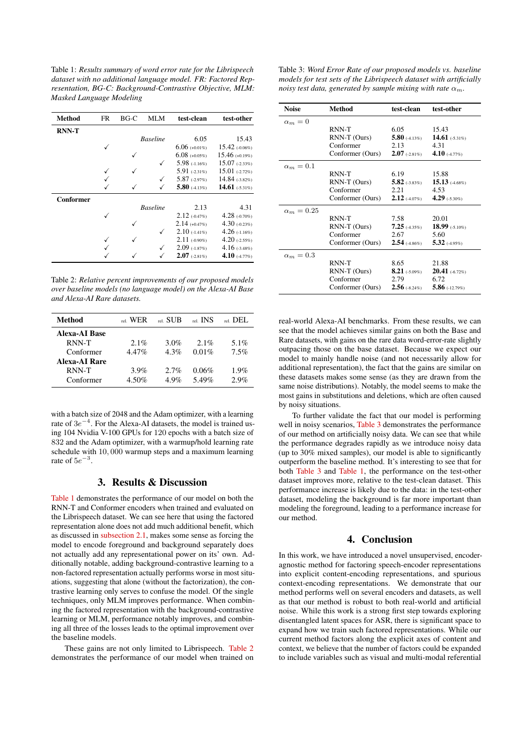Table 1: *Results summary of word error rate for the Librispeech dataset with no additional language model. FR: Factored Representation, BG-C: Background-Contrastive Objective, MLM: Masked Language Modeling*

| Method | FR | BG-C | MLM | test-clean | test-other |
|---|---|---|---|---|---|
| **RNN-T** | | | | | |
| | | | *Baseline* | 6.05 | 15.43 |
| | ✓ | | | 6.06 (+0.01%) | 15.42 (-0.06%) |
| | | ✓ | | 6.08 (+0.05%) | 15.46 (+0.19%) |
| | | | ✓ | 5.98 (-1.16%) | 15.07 (-2.33%) |
| | ✓ | ✓ | | 5.91 (-2.31%) | 15.01 (-2.72%) |
| | ✓ | | ✓ | 5.87 (-2.97%) | 14.84 (-3.82%) |
| | ✓ | ✓ | ✓ | **5.80** (-4.13%) | **14.61** (-5.31%) |
| **Conformer** | | | | | |
| | | | *Baseline* | 2.13 | 4.31 |
| | ✓ | | | 2.12 (-0.47%) | 4.28 (-0.70%) |
| | | ✓ | | 2.14 (+0.47%) | 4.30 (-0.23%) |
| | | | ✓ | 2.10 (-1.41%) | 4.26 (-1.16%) |
| | ✓ | ✓ | | 2.11 (-0.90%) | 4.20 (-2.55%) |
| | ✓ | | ✓ | 2.09 (-1.87%) | 4.16 (-3.48%) |
| | ✓ | ✓ | ✓ | **2.07** (-2.81%) | **4.10** (-4.77%) |

Table 2: *Relative percent improvements of our proposed models over baseline models (no language model) on the Alexa-AI Base and Alexa-AI Rare datasets.*

| Method | rel. WER | rel. SUB | rel. INS | rel. DEL |
|---|---|---|---|---|
| **Alexa-AI Base** | | | | |
| RNN-T | 2.1% | 3.0% | 2.1% | 5.1% |
| Conformer | 4.47% | 4.3% | 0.01% | 7.5% |
| **Alexa-AI Rare** | | | | |
| RNN-T | 3.9% | 2.7% | 0.06% | 1.9% |
| Conformer | 4.50% | 4.9% | 5.49% | 2.9% |

with a batch size of 2048 and the Adam optimizer, with a learning rate of $3e^{-4}$. For the Alexa-AI datasets, the model is trained using 104 Nvidia V-100 GPUs for 120 epochs with a batch size of 832 and the Adam optimizer, with a warmup/hold learning rate schedule with $10,000$ warmup steps and a maximum learning rate of $5e^{-3}$.

## 3. Results & Discussion

Table 1 demonstrates the performance of our model on both the RNN-T and Conformer encoders when trained and evaluated on the Librispeech dataset. We can see here that using the factored representation alone does not add much additional benefit, which as discussed in subsection 2.1, makes some sense as forcing the model to encode foreground and background separately does not actually add any representational power on its' own. Additionally notable, adding background-contrastive learning to a non-factored representation actually performs worse in most situations, suggesting that alone (without the factorization), the contrastive learning only serves to confuse the model. Of the single techniques, only MLM improves performance. When combining the factored representation with the background-contrastive learning or MLM, performance notably improves, and combining all three of the losses leads to the optimal improvement over the baseline models.

These gains are not only limited to Librispeech. Table 2 demonstrates the performance of our model when trained on real-world Alexa-AI benchmarks. From these results, we can see that the model achieves similar gains on both the Base and Rare datasets, with gains on the rare data word-error-rate slightly outpacing those on the base dataset. Because we expect our model to mainly handle noise (and not necessarily allow for additional representation), the fact that the gains are similar on these datasets makes some sense (as they are drawn from the same noise distributions). Notably, the model seems to make the most gains in substitutions and deletions, which are often caused by noisy situations.

To further validate the fact that our model is performing well in noisy scenarios, Table 3 demonstrates the performance of our method on artificially noisy data. We can see that while the performance degrades rapidly as we introduce noisy data (up to 30% mixed samples), our model is able to significantly outperform the baseline method. It's interesting to see that for both Table 3 and Table 1, the performance on the test-other dataset improves more, relative to the test-clean dataset. This performance increase is likely due to the data: in the test-other dataset, modeling the background is far more important than modeling the foreground, leading to a performance increase for our method.

Table 3: *Word Error Rate of our proposed models vs. baseline models for test sets of the Librispeech dataset with artificially noisy test data, generated by sample mixing with rate $\alpha_m$.*

| Noise | Method | test-clean | test-other |
|---|---|---|---|
| $\alpha_m = 0$ | | | |
| | RNN-T | 6.05 | 15.43 |
| | RNN-T (Ours) | **5.80** (-4.13%) | **14.61** (-5.31%) |
| | Conformer | 2.13 | 4.31 |
| | Conformer (Ours) | **2.07** (-2.81%) | **4.10** (-4.77%) |
| $\alpha_m = 0.1$ | | | |
| | RNN-T | 6.19 | 15.88 |
| | RNN-T (Ours) | **5.82** (-3.83%) | **15.13** (-4.68%) |
| | Conformer | 2.21 | 4.53 |
| | Conformer (Ours) | **2.12** (-4.07%) | **4.29** (-5.30%) |
| $\alpha_m = 0.25$ | | | |
| | RNN-T | 7.58 | 20.01 |
| | RNN-T (Ours) | **7.25** (-4.35%) | **18.99** (-5.10%) |
| | Conformer | 2.67 | 5.60 |
| | Conformer (Ours) | **2.54** (-4.86%) | **5.32** (-4.95%) |
| $\alpha_m = 0.3$ | | | |
| | RNN-T | 8.65 | 21.88 |
| | RNN-T (Ours) | **8.21** (-5.09%) | **20.41** (-6.72%) |
| | Conformer | 2.79 | 6.72 |
| | Conformer (Ours) | **2.56** (-8.24%) | **5.86** (-12.79%) |

## 4. Conclusion

In this work, we have introduced a novel unsupervised, encoder-agnostic method for factoring speech-encoder representations into explicit content-encoding representations, and spurious context-encoding representations. We demonstrate that our method performs well on several encoders and datasets, as well as that our method is robust to both real-world and artificial noise. While this work is a strong first step towards exploring disentangled latent spaces for ASR, there is significant space to expand how we train such factored representations. While our current method factors along the explicit axes of content and context, we believe that the number of factors could be expanded to include variables such as visual and multi-modal referential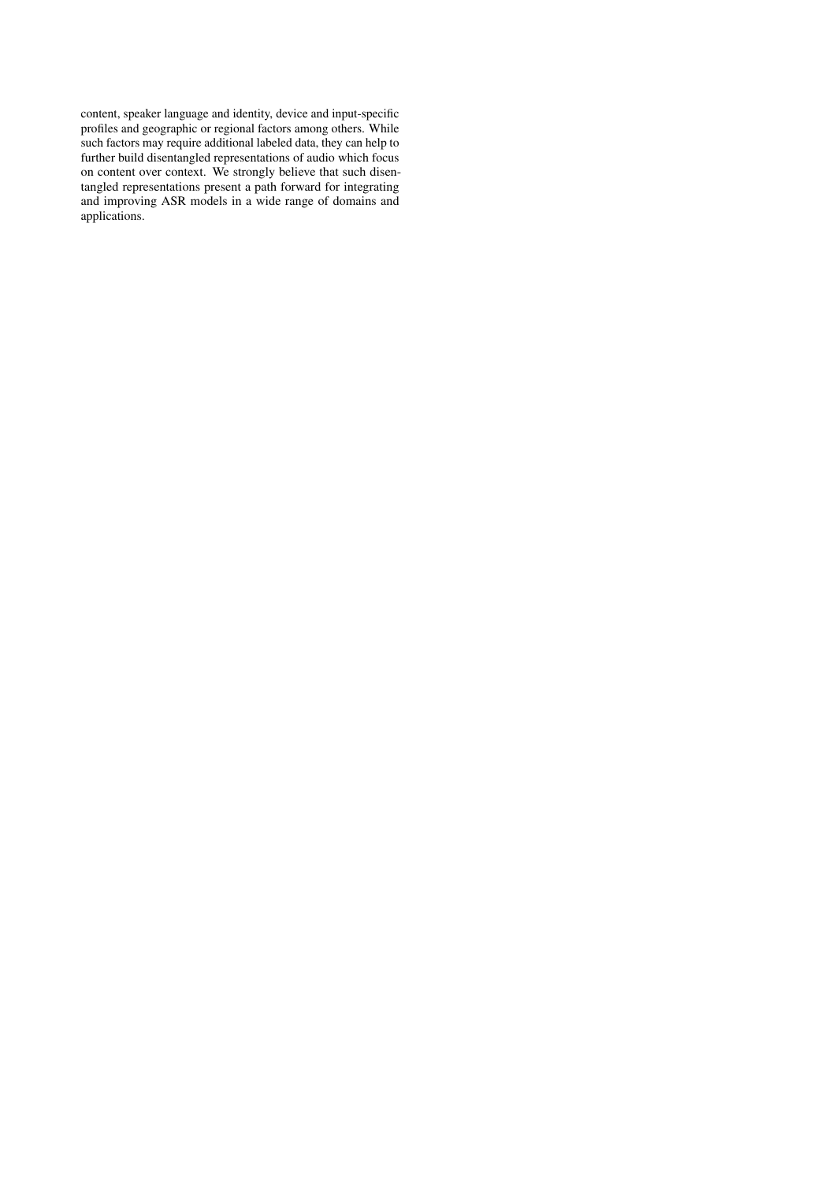content, speaker language and identity, device and input-specific profiles and geographic or regional factors among others. While such factors may require additional labeled data, they can help to further build disentangled representations of audio which focus on content over context. We strongly believe that such disentangled representations present a path forward for integrating and improving ASR models in a wide range of domains and applications.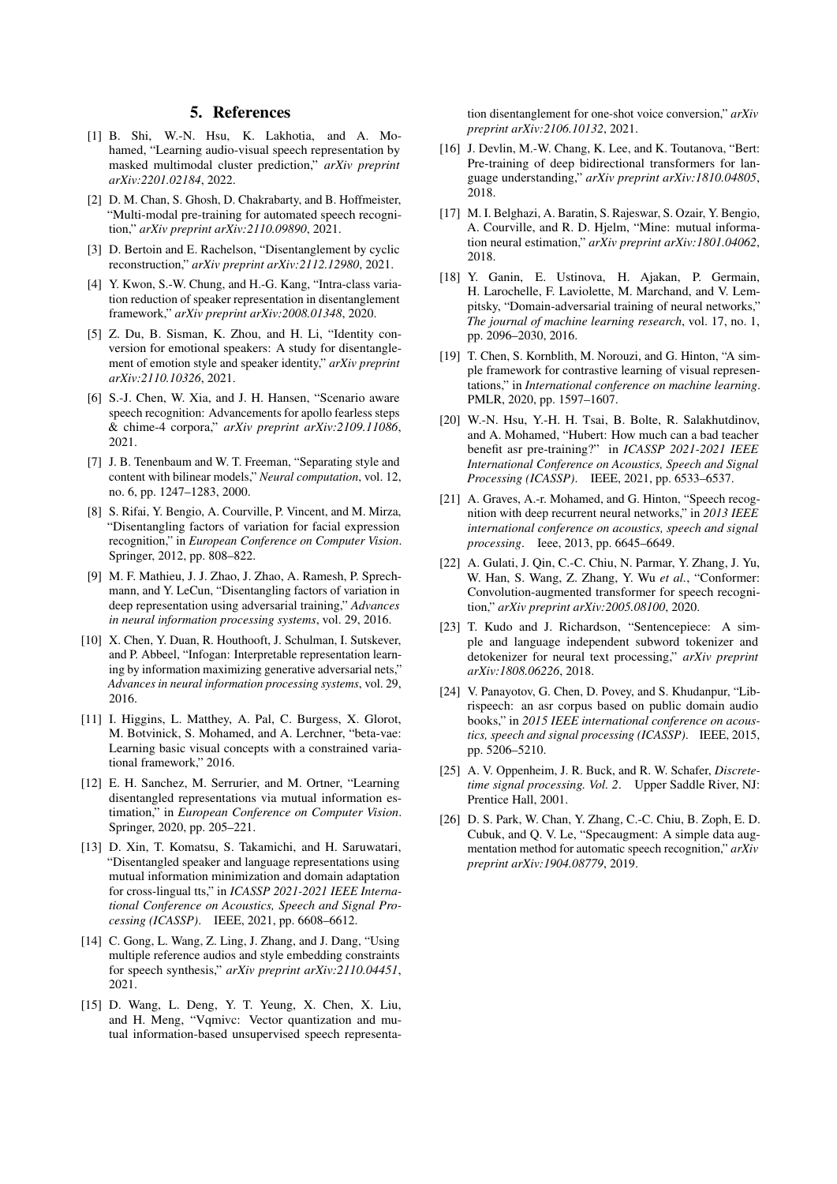## 5. References

[1] B. Shi, W.-N. Hsu, K. Lakhotia, and A. Mohamed, "Learning audio-visual speech representation by masked multimodal cluster prediction," *arXiv preprint arXiv:2201.02184*, 2022.

[2] D. M. Chan, S. Ghosh, D. Chakrabarty, and B. Hoffmeister, "Multi-modal pre-training for automated speech recognition," *arXiv preprint arXiv:2110.09890*, 2021.

[3] D. Bertoin and E. Rachelson, "Disentanglement by cyclic reconstruction," *arXiv preprint arXiv:2112.12980*, 2021.

[4] Y. Kwon, S.-W. Chung, and H.-G. Kang, "Intra-class variation reduction of speaker representation in disentanglement framework," *arXiv preprint arXiv:2008.01348*, 2020.

[5] Z. Du, B. Sisman, K. Zhou, and H. Li, "Identity conversion for emotional speakers: A study for disentanglement of emotion style and speaker identity," *arXiv preprint arXiv:2110.10326*, 2021.

[6] S.-J. Chen, W. Xia, and J. H. Hansen, "Scenario aware speech recognition: Advancements for apollo fearless steps & chime-4 corpora," *arXiv preprint arXiv:2109.11086*, 2021.

[7] J. B. Tenenbaum and W. T. Freeman, "Separating style and content with bilinear models," *Neural computation*, vol. 12, no. 6, pp. 1247–1283, 2000.

[8] S. Rifai, Y. Bengio, A. Courville, P. Vincent, and M. Mirza, "Disentangling factors of variation for facial expression recognition," in *European Conference on Computer Vision*. Springer, 2012, pp. 808–822.

[9] M. F. Mathieu, J. J. Zhao, J. Zhao, A. Ramesh, P. Sprechmann, and Y. LeCun, "Disentangling factors of variation in deep representation using adversarial training," *Advances in neural information processing systems*, vol. 29, 2016.

[10] X. Chen, Y. Duan, R. Houthooft, J. Schulman, I. Sutskever, and P. Abbeel, "Infogan: Interpretable representation learning by information maximizing generative adversarial nets," *Advances in neural information processing systems*, vol. 29, 2016.

[11] I. Higgins, L. Matthey, A. Pal, C. Burgess, X. Glorot, M. Botvinick, S. Mohamed, and A. Lerchner, "beta-vae: Learning basic visual concepts with a constrained variational framework," 2016.

[12] E. H. Sanchez, M. Serrurier, and M. Ortner, "Learning disentangled representations via mutual information estimation," in *European Conference on Computer Vision*. Springer, 2020, pp. 205–221.

[13] D. Xin, T. Komatsu, S. Takamichi, and H. Saruwatari, "Disentangled speaker and language representations using mutual information minimization and domain adaptation for cross-lingual tts," in *ICASSP 2021-2021 IEEE International Conference on Acoustics, Speech and Signal Processing (ICASSP)*. IEEE, 2021, pp. 6608–6612.

[14] C. Gong, L. Wang, Z. Ling, J. Zhang, and J. Dang, "Using multiple reference audios and style embedding constraints for speech synthesis," *arXiv preprint arXiv:2110.04451*, 2021.

[15] D. Wang, L. Deng, Y. T. Yeung, X. Chen, X. Liu, and H. Meng, "Vqmivc: Vector quantization and mutual information-based unsupervised speech representation disentanglement for one-shot voice conversion," *arXiv preprint arXiv:2106.10132*, 2021.

[16] J. Devlin, M.-W. Chang, K. Lee, and K. Toutanova, "Bert: Pre-training of deep bidirectional transformers for language understanding," *arXiv preprint arXiv:1810.04805*, 2018.

[17] M. I. Belghazi, A. Baratin, S. Rajeswar, S. Ozair, Y. Bengio, A. Courville, and R. D. Hjelm, "Mine: mutual information neural estimation," *arXiv preprint arXiv:1801.04062*, 2018.

[18] Y. Ganin, E. Ustinova, H. Ajakan, P. Germain, H. Larochelle, F. Laviolette, M. Marchand, and V. Lempitsky, "Domain-adversarial training of neural networks," *The journal of machine learning research*, vol. 17, no. 1, pp. 2096–2030, 2016.

[19] T. Chen, S. Kornblith, M. Norouzi, and G. Hinton, "A simple framework for contrastive learning of visual representations," in *International conference on machine learning*. PMLR, 2020, pp. 1597–1607.

[20] W.-N. Hsu, Y.-H. H. Tsai, B. Bolte, R. Salakhutdinov, and A. Mohamed, "Hubert: How much can a bad teacher benefit asr pre-training?" in *ICASSP 2021-2021 IEEE International Conference on Acoustics, Speech and Signal Processing (ICASSP)*. IEEE, 2021, pp. 6533–6537.

[21] A. Graves, A.-r. Mohamed, and G. Hinton, "Speech recognition with deep recurrent neural networks," in *2013 IEEE international conference on acoustics, speech and signal processing*. Ieee, 2013, pp. 6645–6649.

[22] A. Gulati, J. Qin, C.-C. Chiu, N. Parmar, Y. Zhang, J. Yu, W. Han, S. Wang, Z. Zhang, Y. Wu *et al.*, "Conformer: Convolution-augmented transformer for speech recognition," *arXiv preprint arXiv:2005.08100*, 2020.

[23] T. Kudo and J. Richardson, "Sentencepiece: A simple and language independent subword tokenizer and detokenizer for neural text processing," *arXiv preprint arXiv:1808.06226*, 2018.

[24] V. Panayotov, G. Chen, D. Povey, and S. Khudanpur, "Librispeech: an asr corpus based on public domain audio books," in *2015 IEEE international conference on acoustics, speech and signal processing (ICASSP)*. IEEE, 2015, pp. 5206–5210.

[25] A. V. Oppenheim, J. R. Buck, and R. W. Schafer, *Discrete-time signal processing. Vol. 2*. Upper Saddle River, NJ: Prentice Hall, 2001.

[26] D. S. Park, W. Chan, Y. Zhang, C.-C. Chiu, B. Zoph, E. D. Cubuk, and Q. V. Le, "Specaugment: A simple data augmentation method for automatic speech recognition," *arXiv preprint arXiv:1904.08779*, 2019.